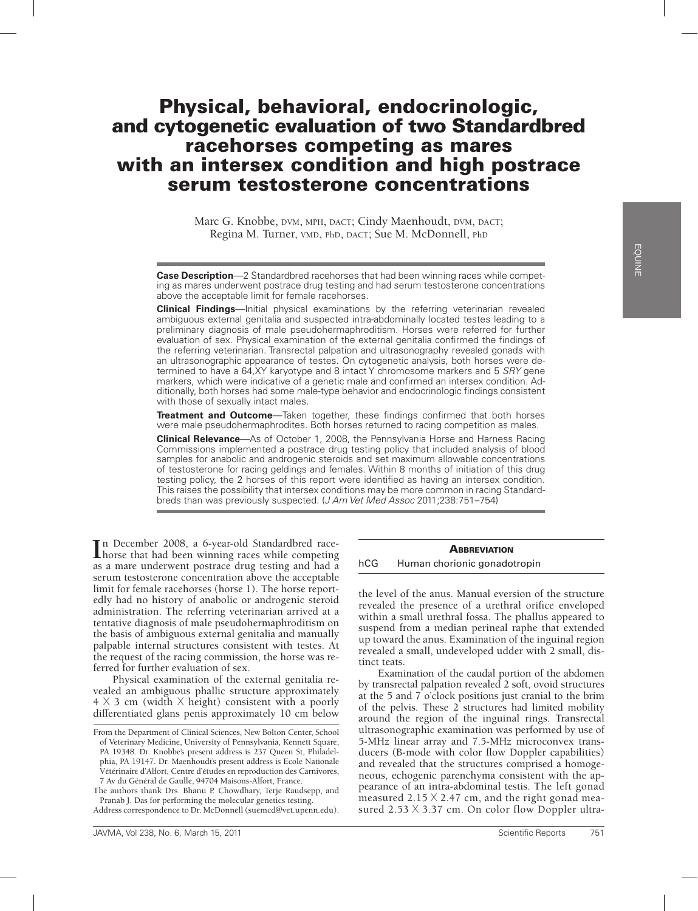# Physical, behavioral, endocrinologic, and cytogenetic evaluation of two Standardbred racehorses competing as mares with an intersex condition and high postrace serum testosterone concentrations

Marc G. Knobbe, DVM, MPH, DACT; Cindy Maenhoudt, DVM, DACT; Regina M. Turner, VMD, PhD, DACT; Sue M. McDonnell, PhD

**Case Description**—2 Standardbred racehorses that had been winning races while competing as mares underwent postrace drug testing and had serum testosterone concentrations above the acceptable limit for female racehorses.

**Clinical Findings**—Initial physical examinations by the referring veterinarian revealed ambiguous external genitalia and suspected intra-abdominally located testes leading to a preliminary diagnosis of male pseudohermaphroditism. Horses were referred for further evaluation of sex. Physical examination of the external genitalia confirmed the findings of the referring veterinarian. Transrectal palpation and ultrasonography revealed gonads with an ultrasonographic appearance of testes. On cytogenetic analysis, both horses were determined to have a 64,XY karyotype and 8 intact Y chromosome markers and 5 *SRY* gene markers, which were indicative of a genetic male and confirmed an intersex condition. Additionally, both horses had some male-type behavior and endocrinologic findings consistent with those of sexually intact males.

**Treatment and Outcome**—Taken together, these findings confirmed that both horses were male pseudohermaphrodites. Both horses returned to racing competition as males.

**Clinical Relevance**—As of October 1, 2008, the Pennsylvania Horse and Harness Racing Commissions implemented a postrace drug testing policy that included analysis of blood samples for anabolic and androgenic steroids and set maximum allowable concentrations of testosterone for racing geldings and females. Within 8 months of initiation of this drug testing policy, the 2 horses of this report were identified as having an intersex condition. This raises the possibility that intersex conditions may be more common in racing Standardbreds than was previously suspected. (*J Am Vet Med Assoc* 2011;238:751–754)

In December 2008, a 6-year-old Standardbred racehorse that had been winning races while competing as a mare underwent postrace drug testing and had a serum testosterone concentration above the acceptable limit for female racehorses (horse 1). The horse reportedly had no history of anabolic or androgenic steroid administration. The referring veterinarian arrived at a tentative diagnosis of male pseudohermaphroditism on the basis of ambiguous external genitalia and manually palpable internal structures consistent with testes. At the request of the racing commission, the horse was referred for further evaluation of sex.

Physical examination of the external genitalia revealed an ambiguous phallic structure approximately 4 × 3 cm (width × height) consistent with a poorly differentiated glans penis approximately 10 cm below the level of the anus. Manual eversion of the structure revealed the presence of a urethral orifice enveloped within a small urethral fossa. The phallus appeared to suspend from a median perineal raphe that extended up toward the anus. Examination of the inguinal region revealed a small, undeveloped udder with 2 small, distinct teats.

Examination of the caudal portion of the abdomen by transrectal palpation revealed 2 soft, ovoid structures at the 5 and 7 o'clock positions just cranial to the brim of the pelvis. These 2 structures had limited mobility around the region of the inguinal rings. Transrectal ultrasonographic examination was performed by use of 5-MHz linear array and 7.5-MHz microconvex transducers (B-mode with color flow Doppler capabilities) and revealed that the structures comprised a homogeneous, echogenic parenchyma consistent with the appearance of an intra-abdominal testis. The left gonad measured 2.15 × 2.47 cm, and the right gonad measured 2.53 × 3.37 cm. On color flow Doppler ultra-

| **Abbreviation** | |
|---|---|
| hCG | Human chorionic gonadotropin |

From the Department of Clinical Sciences, New Bolton Center, School of Veterinary Medicine, University of Pennsylvania, Kennett Square, PA 19348. Dr. Knobbe's present address is 237 Queen St, Philadelphia, PA 19147. Dr. Maenhoudt's present address is Ecole Nationale Vétérinaire d'Alfort, Centre d'études en reproduction des Carnivores, 7 Av du Général de Gaulle, 94704 Maisons-Alfort, France.

The authors thank Drs. Bhanu P. Chowdhary, Terje Raudsepp, and Pranab J. Das for performing the molecular genetics testing.

Address correspondence to Dr. McDonnell (suemcd@vet.upenn.edu).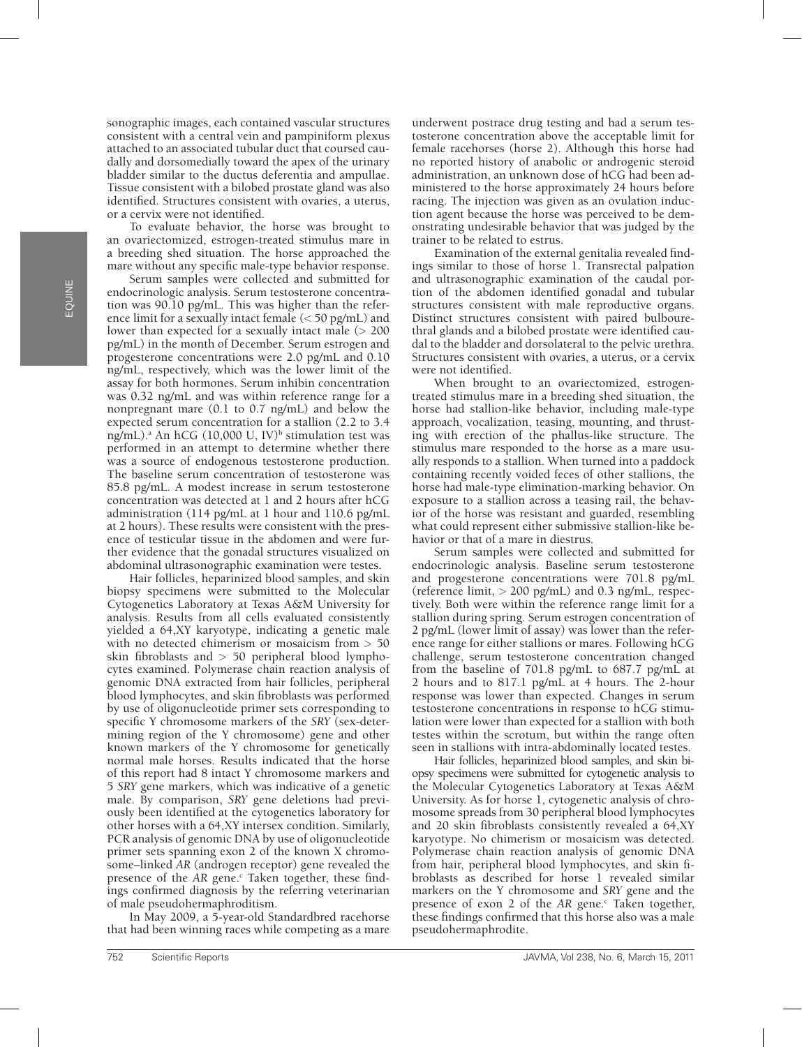sonographic images, each contained vascular structures consistent with a central vein and pampiniform plexus attached to an associated tubular duct that coursed caudally and dorsomedially toward the apex of the urinary bladder similar to the ductus deferentia and ampullae. Tissue consistent with a bilobed prostate gland was also identified. Structures consistent with ovaries, a uterus, or a cervix were not identified.

To evaluate behavior, the horse was brought to an ovariectomized, estrogen-treated stimulus mare in a breeding shed situation. The horse approached the mare without any specific male-type behavior response.

Serum samples were collected and submitted for endocrinologic analysis. Serum testosterone concentration was 90.10 pg/mL. This was higher than the reference limit for a sexually intact female (< 50 pg/mL) and lower than expected for a sexually intact male (> 200 pg/mL) in the month of December. Serum estrogen and progesterone concentrations were 2.0 pg/mL and 0.10 ng/mL, respectively, which was the lower limit of the assay for both hormones. Serum inhibin concentration was 0.32 ng/mL and was within reference range for a nonpregnant mare (0.1 to 0.7 ng/mL) and below the expected serum concentration for a stallion (2.2 to 3.4 ng/mL).[a] An hCG (10,000 U, IV)[b] stimulation test was performed in an attempt to determine whether there was a source of endogenous testosterone production. The baseline serum concentration of testosterone was 85.8 pg/mL. A modest increase in serum testosterone concentration was detected at 1 and 2 hours after hCG administration (114 pg/mL at 1 hour and 110.6 pg/mL at 2 hours). These results were consistent with the presence of testicular tissue in the abdomen and were further evidence that the gonadal structures visualized on abdominal ultrasonographic examination were testes.

Hair follicles, heparinized blood samples, and skin biopsy specimens were submitted to the Molecular Cytogenetics Laboratory at Texas A&M University for analysis. Results from all cells evaluated consistently yielded a 64,XY karyotype, indicating a genetic male with no detected chimerism or mosaicism from > 50 skin fibroblasts and > 50 peripheral blood lymphocytes examined. Polymerase chain reaction analysis of genomic DNA extracted from hair follicles, peripheral blood lymphocytes, and skin fibroblasts was performed by use of oligonucleotide primer sets corresponding to specific Y chromosome markers of the *SRY* (sex-determining region of the Y chromosome) gene and other known markers of the Y chromosome for genetically normal male horses. Results indicated that the horse of this report had 8 intact Y chromosome markers and 5 *SRY* gene markers, which was indicative of a genetic male. By comparison, *SRY* gene deletions had previously been identified at the cytogenetics laboratory for other horses with a 64,XY intersex condition. Similarly, PCR analysis of genomic DNA by use of oligonucleotide primer sets spanning exon 2 of the known X chromosome–linked *AR* (androgen receptor) gene revealed the presence of the *AR* gene.[c] Taken together, these findings confirmed diagnosis by the referring veterinarian of male pseudohermaphroditism.

In May 2009, a 5-year-old Standardbred racehorse that had been winning races while competing as a mare underwent postrace drug testing and had a serum testosterone concentration above the acceptable limit for female racehorses (horse 2). Although this horse had no reported history of anabolic or androgenic steroid administration, an unknown dose of hCG had been administered to the horse approximately 24 hours before racing. The injection was given as an ovulation induction agent because the horse was perceived to be demonstrating undesirable behavior that was judged by the trainer to be related to estrus.

Examination of the external genitalia revealed findings similar to those of horse 1. Transrectal palpation and ultrasonographic examination of the caudal portion of the abdomen identified gonadal and tubular structures consistent with male reproductive organs. Distinct structures consistent with paired bulbourethral glands and a bilobed prostate were identified caudal to the bladder and dorsolateral to the pelvic urethra. Structures consistent with ovaries, a uterus, or a cervix were not identified.

When brought to an ovariectomized, estrogen-treated stimulus mare in a breeding shed situation, the horse had stallion-like behavior, including male-type approach, vocalization, teasing, mounting, and thrusting with erection of the phallus-like structure. The stimulus mare responded to the horse as a mare usually responds to a stallion. When turned into a paddock containing recently voided feces of other stallions, the horse had male-type elimination-marking behavior. On exposure to a stallion across a teasing rail, the behavior of the horse was resistant and guarded, resembling what could represent either submissive stallion-like behavior or that of a mare in diestrus.

Serum samples were collected and submitted for endocrinologic analysis. Baseline serum testosterone and progesterone concentrations were 701.8 pg/mL (reference limit, > 200 pg/mL) and 0.3 ng/mL, respectively. Both were within the reference range limit for a stallion during spring. Serum estrogen concentration of 2 pg/mL (lower limit of assay) was lower than the reference range for either stallions or mares. Following hCG challenge, serum testosterone concentration changed from the baseline of 701.8 pg/mL to 687.7 pg/mL at 2 hours and to 817.1 pg/mL at 4 hours. The 2-hour response was lower than expected. Changes in serum testosterone concentrations in response to hCG stimulation were lower than expected for a stallion with both testes within the scrotum, but within the range often seen in stallions with intra-abdominally located testes.

Hair follicles, heparinized blood samples, and skin biopsy specimens were submitted for cytogenetic analysis to the Molecular Cytogenetics Laboratory at Texas A&M University. As for horse 1, cytogenetic analysis of chromosome spreads from 30 peripheral blood lymphocytes and 20 skin fibroblasts consistently revealed a 64,XY karyotype. No chimerism or mosaicism was detected. Polymerase chain reaction analysis of genomic DNA from hair, peripheral blood lymphocytes, and skin fibroblasts as described for horse 1 revealed similar markers on the Y chromosome and *SRY* gene and the presence of exon 2 of the *AR* gene.[c] Taken together, these findings confirmed that this horse also was a male pseudohermaphrodite.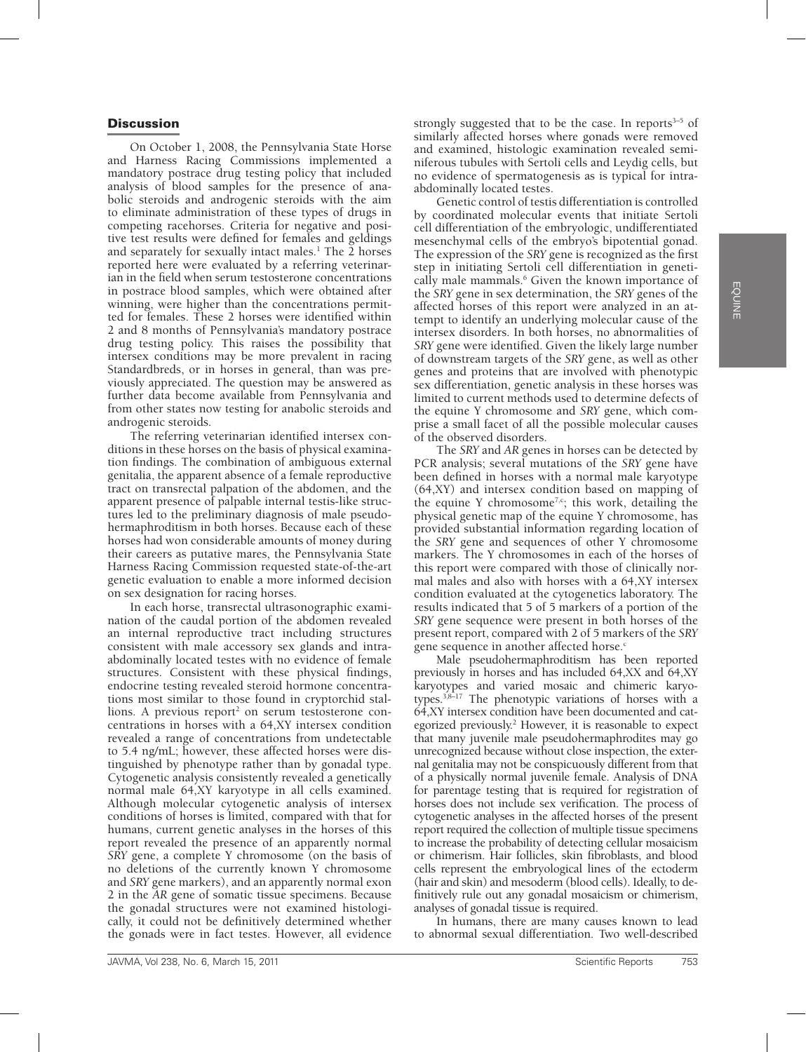## Discussion

On October 1, 2008, the Pennsylvania State Horse and Harness Racing Commissions implemented a mandatory postrace drug testing policy that included analysis of blood samples for the presence of anabolic steroids and androgenic steroids with the aim to eliminate administration of these types of drugs in competing racehorses. Criteria for negative and positive test results were defined for females and geldings and separately for sexually intact males.[1] The 2 horses reported here were evaluated by a referring veterinarian in the field when serum testosterone concentrations in postrace blood samples, which were obtained after winning, were higher than the concentrations permitted for females. These 2 horses were identified within 2 and 8 months of Pennsylvania's mandatory postrace drug testing policy. This raises the possibility that intersex conditions may be more prevalent in racing Standardbreds, or in horses in general, than was previously appreciated. The question may be answered as further data become available from Pennsylvania and from other states now testing for anabolic steroids and androgenic steroids.

The referring veterinarian identified intersex conditions in these horses on the basis of physical examination findings. The combination of ambiguous external genitalia, the apparent absence of a female reproductive tract on transrectal palpation of the abdomen, and the apparent presence of palpable internal testis-like structures led to the preliminary diagnosis of male pseudohermaphroditism in both horses. Because each of these horses had won considerable amounts of money during their careers as putative mares, the Pennsylvania State Harness Racing Commission requested state-of-the-art genetic evaluation to enable a more informed decision on sex designation for racing horses.

In each horse, transrectal ultrasonographic examination of the caudal portion of the abdomen revealed an internal reproductive tract including structures consistent with male accessory sex glands and intra-abdominally located testes with no evidence of female structures. Consistent with these physical findings, endocrine testing revealed steroid hormone concentrations most similar to those found in cryptorchid stallions. A previous report[2] on serum testosterone concentrations in horses with a 64,XY intersex condition revealed a range of concentrations from undetectable to 5.4 ng/mL; however, these affected horses were distinguished by phenotype rather than by gonadal type. Cytogenetic analysis consistently revealed a genetically normal male 64,XY karyotype in all cells examined. Although molecular cytogenetic analysis of intersex conditions of horses is limited, compared with that for humans, current genetic analyses in the horses of this report revealed the presence of an apparently normal *SRY* gene, a complete Y chromosome (on the basis of no deletions of the currently known Y chromosome and *SRY* gene markers), and an apparently normal exon 2 in the *AR* gene of somatic tissue specimens. Because the gonadal structures were not examined histologically, it could not be definitively determined whether the gonads were in fact testes. However, all evidence strongly suggested that to be the case. In reports[3–5] of similarly affected horses where gonads were removed and examined, histologic examination revealed seminiferous tubules with Sertoli cells and Leydig cells, but no evidence of spermatogenesis as is typical for intra-abdominally located testes.

Genetic control of testis differentiation is controlled by coordinated molecular events that initiate Sertoli cell differentiation of the embryologic, undifferentiated mesenchymal cells of the embryo's bipotential gonad. The expression of the *SRY* gene is recognized as the first step in initiating Sertoli cell differentiation in genetically male mammals.[6] Given the known importance of the *SRY* gene in sex determination, the *SRY* genes of the affected horses of this report were analyzed in an attempt to identify an underlying molecular cause of the intersex disorders. In both horses, no abnormalities of *SRY* gene were identified. Given the likely large number of downstream targets of the *SRY* gene, as well as other genes and proteins that are involved with phenotypic sex differentiation, genetic analysis in these horses was limited to current methods used to determine defects of the equine Y chromosome and *SRY* gene, which comprise a small facet of all the possible molecular causes of the observed disorders.

The *SRY* and *AR* genes in horses can be detected by PCR analysis; several mutations of the *SRY* gene have been defined in horses with a normal male karyotype (64,XY) and intersex condition based on mapping of the equine Y chromosome[7,c]; this work, detailing the physical genetic map of the equine Y chromosome, has provided substantial information regarding location of the *SRY* gene and sequences of other Y chromosome markers. The Y chromosomes in each of the horses of this report were compared with those of clinically normal males and also with horses with a 64,XY intersex condition evaluated at the cytogenetics laboratory. The results indicated that 5 of 5 markers of a portion of the *SRY* gene sequence were present in both horses of the present report, compared with 2 of 5 markers of the *SRY* gene sequence in another affected horse.[c]

Male pseudohermaphroditism has been reported previously in horses and has included 64,XX and 64,XY karyotypes and varied mosaic and chimeric karyotypes.[3,8–17] The phenotypic variations of horses with a 64,XY intersex condition have been documented and categorized previously.[2] However, it is reasonable to expect that many juvenile male pseudohermaphrodites may go unrecognized because without close inspection, the external genitalia may not be conspicuously different from that of a physically normal juvenile female. Analysis of DNA for parentage testing that is required for registration of horses does not include sex verification. The process of cytogenetic analyses in the affected horses of the present report required the collection of multiple tissue specimens to increase the probability of detecting cellular mosaicism or chimerism. Hair follicles, skin fibroblasts, and blood cells represent the embryological lines of the ectoderm (hair and skin) and mesoderm (blood cells). Ideally, to definitively rule out any gonadal mosaicism or chimerism, analyses of gonadal tissue is required.

In humans, there are many causes known to lead to abnormal sexual differentiation. Two well-described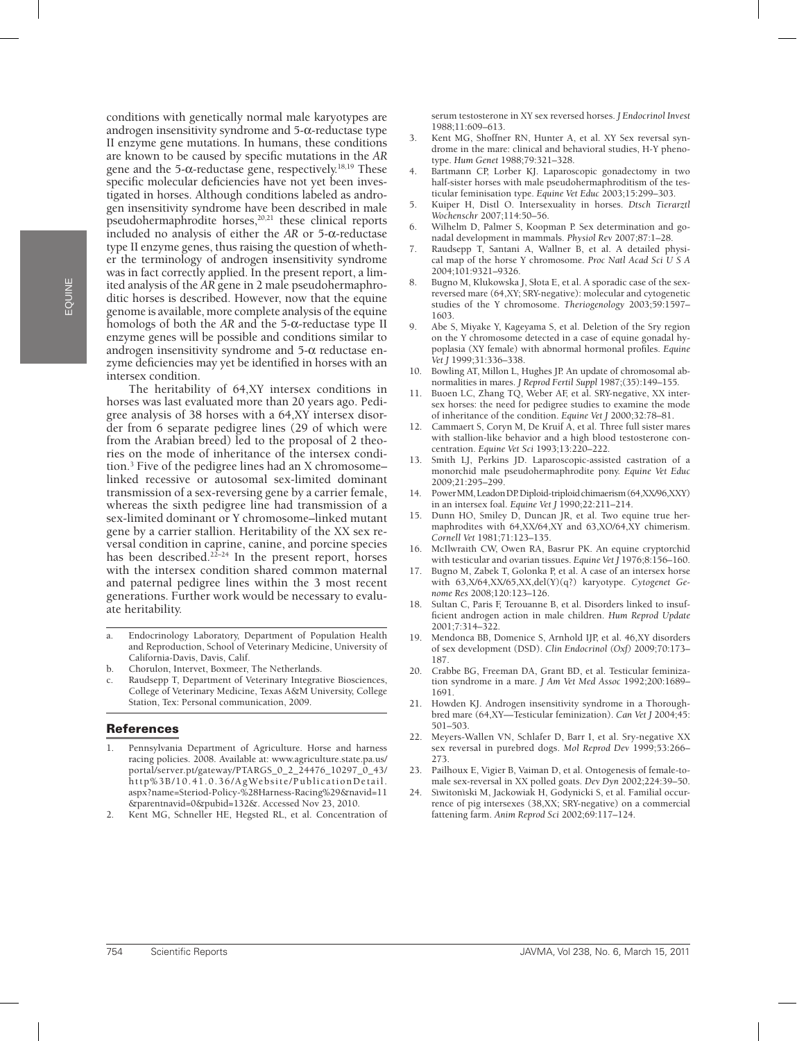conditions with genetically normal male karyotypes are androgen insensitivity syndrome and 5-α-reductase type II enzyme gene mutations. In humans, these conditions are known to be caused by specific mutations in the *AR* gene and the 5-α-reductase gene, respectively.[18,19] These specific molecular deficiencies have not yet been investigated in horses. Although conditions labeled as androgen insensitivity syndrome have been described in male pseudohermaphrodite horses,[20,21] these clinical reports included no analysis of either the *AR* or 5-α-reductase type II enzyme genes, thus raising the question of whether the terminology of androgen insensitivity syndrome was in fact correctly applied. In the present report, a limited analysis of the *AR* gene in 2 male pseudohermaphroditic horses is described. However, now that the equine genome is available, more complete analysis of the equine homologs of both the *AR* and the 5-α-reductase type II enzyme genes will be possible and conditions similar to androgen insensitivity syndrome and 5-α reductase enzyme deficiencies may yet be identified in horses with an intersex condition.

The heritability of 64,XY intersex conditions in horses was last evaluated more than 20 years ago. Pedigree analysis of 38 horses with a 64,XY intersex disorder from 6 separate pedigree lines (29 of which were from the Arabian breed) led to the proposal of 2 theories on the mode of inheritance of the intersex condition.[3] Five of the pedigree lines had an X chromosome–linked recessive or autosomal sex-limited dominant transmission of a sex-reversing gene by a carrier female, whereas the sixth pedigree line had transmission of a sex-limited dominant or Y chromosome–linked mutant gene by a carrier stallion. Heritability of the XX sex reversal condition in caprine, canine, and porcine species has been described.[22–24] In the present report, horses with the intersex condition shared common maternal and paternal pedigree lines within the 3 most recent generations. Further work would be necessary to evaluate heritability.

a. Endocrinology Laboratory, Department of Population Health and Reproduction, School of Veterinary Medicine, University of California-Davis, Davis, Calif.
b. Chorulon, Intervet, Boxmeer, The Netherlands.
c. Raudsepp T, Department of Veterinary Integrative Biosciences, College of Veterinary Medicine, Texas A&M University, College Station, Tex: Personal communication, 2009.

## References

1. Pennsylvania Department of Agriculture. Horse and harness racing policies. 2008. Available at: www.agriculture.state.pa.us/portal/server.pt/gateway/PTARGS_0_2_24476_10297_0_43/http%3B/10.41.0.36/AgWebsite/PublicationDetail.aspx?name=Steriod-Policy-%28Harness-Racing%29&navid=11&parentnavid=0&pubid=132&. Accessed Nov 23, 2010.
2. Kent MG, Schneller HE, Hegsted RL, et al. Concentration of serum testosterone in XY sex reversed horses. *J Endocrinol Invest* 1988;11:609–613.
3. Kent MG, Shoffner RN, Hunter A, et al. XY Sex reversal syndrome in the mare: clinical and behavioral studies, H-Y phenotype. *Hum Genet* 1988;79:321–328.
4. Bartmann CP, Lorber KJ. Laparoscopic gonadectomy in two half-sister horses with male pseudohermaphroditism of the testicular feminisation type. *Equine Vet Educ* 2003;15:299–303.
5. Kuiper H, Distl O. Intersexuality in horses. *Dtsch Tierarztl Wochenschr* 2007;114:50–56.
6. Wilhelm D, Palmer S, Koopman P. Sex determination and gonadal development in mammals. *Physiol Rev* 2007;87:1–28.
7. Raudsepp T, Santani A, Wallner B, et al. A detailed physical map of the horse Y chromosome. *Proc Natl Acad Sci U S A* 2004;101:9321–9326.
8. Bugno M, Klukowska J, Słota E, et al. A sporadic case of the sex-reversed mare (64,XY; SRY-negative): molecular and cytogenetic studies of the Y chromosome. *Theriogenology* 2003;59:1597–1603.
9. Abe S, Miyake Y, Kageyama S, et al. Deletion of the Sry region on the Y chromosome detected in a case of equine gonadal hypoplasia (XY female) with abnormal hormonal profiles. *Equine Vet J* 1999;31:336–338.
10. Bowling AT, Millon L, Hughes JP. An update of chromosomal abnormalities in mares. *J Reprod Fertil Suppl* 1987;(35):149–155.
11. Buoen LC, Zhang TQ, Weber AF, et al. SRY-negative, XX intersex horses: the need for pedigree studies to examine the mode of inheritance of the condition. *Equine Vet J* 2000;32:78–81.
12. Cammaert S, Coryn M, De Kruif A, et al. Three full sister mares with stallion-like behavior and a high blood testosterone concentration. *Equine Vet Sci* 1993;13:220–222.
13. Smith LJ, Perkins JD. Laparoscopic-assisted castration of a monorchid male pseudohermaphrodite pony. *Equine Vet Educ* 2009;21:295–299.
14. Power MM, Leadon DP. Diploid-triploid chimaerism (64,XX/96,XXY) in an intersex foal. *Equine Vet J* 1990;22:211–214.
15. Dunn HO, Smiley D, Duncan JR, et al. Two equine true hermaphrodites with 64,XX/64,XY and 63,XO/64,XY chimerism. *Cornell Vet* 1981;71:123–135.
16. McIlwraith CW, Owen RA, Basrur PK. An equine cryptorchid with testicular and ovarian tissues. *Equine Vet J* 1976;8:156–160.
17. Bugno M, Zabek T, Golonka P, et al. A case of an intersex horse with 63,X/64,XX/65,XX,del(Y)(q?) karyotype. *Cytogenet Genome Res* 2008;120:123–126.
18. Sultan C, Paris F, Terouanne B, et al. Disorders linked to insufficient androgen action in male children. *Hum Reprod Update* 2001;7:314–322.
19. Mendonca BB, Domenice S, Arnhold IJP, et al. 46,XY disorders of sex development (DSD). *Clin Endocrinol (Oxf)* 2009;70:173–187.
20. Crabbe BG, Freeman DA, Grant BD, et al. Testicular feminization syndrome in a mare. *J Am Vet Med Assoc* 1992;200:1689–1691.
21. Howden KJ. Androgen insensitivity syndrome in a Thoroughbred mare (64,XY—Testicular feminization). *Can Vet J* 2004;45:501–503.
22. Meyers-Wallen VN, Schlafer D, Barr I, et al. Sry-negative XX sex reversal in purebred dogs. *Mol Reprod Dev* 1999;53:266–273.
23. Pailhoux E, Vigier B, Vaiman D, et al. Ontogenesis of female-to-male sex-reversal in XX polled goats. *Dev Dyn* 2002;224:39–50.
24. Siwitonìski M, Jackowiak H, Godynicki S, et al. Familial occurrence of pig intersexes (38,XX; SRY-negative) on a commercial fattening farm. *Anim Reprod Sci* 2002;69:117–124.